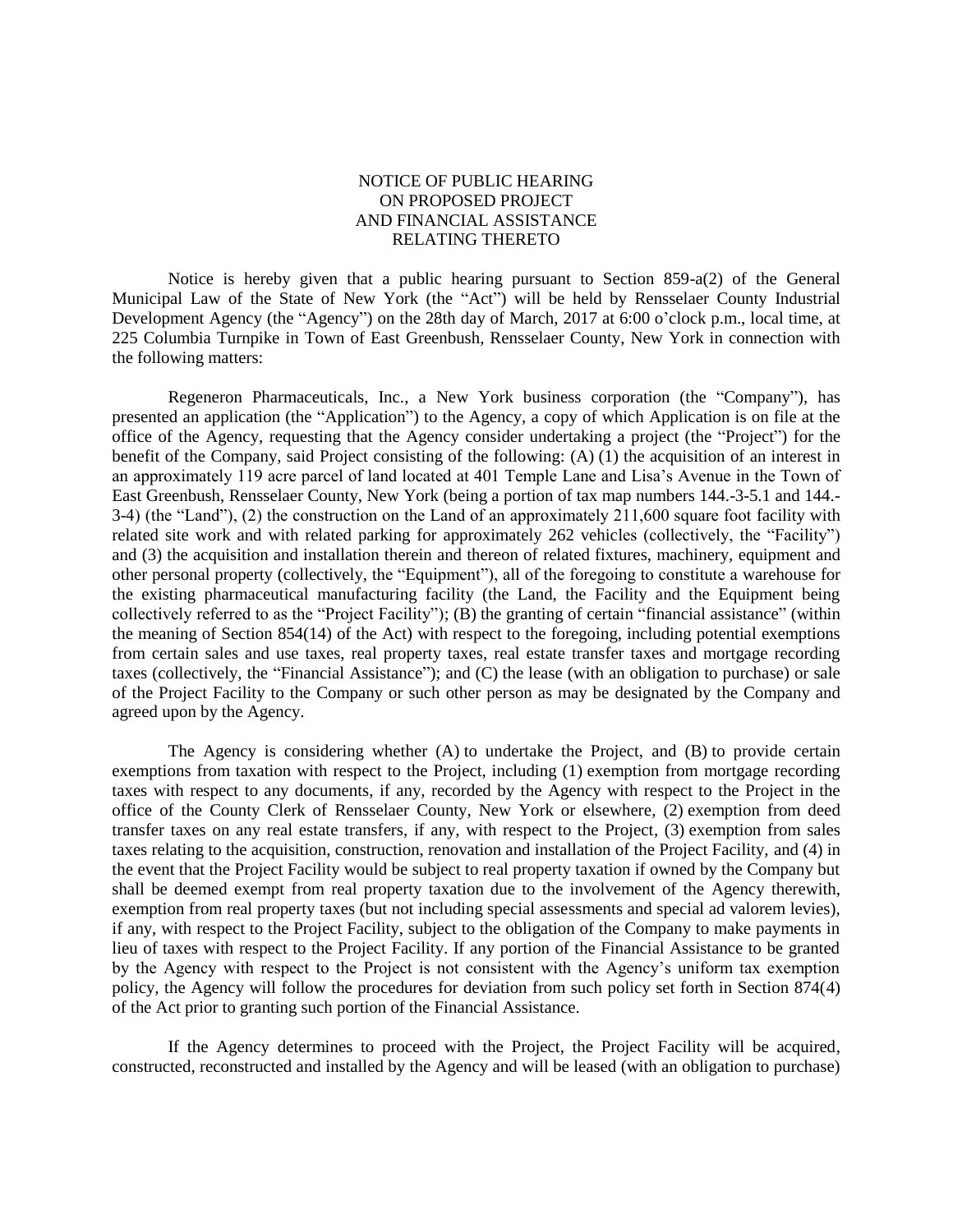# NOTICE OF PUBLIC HEARING ON PROPOSED PROJECT AND FINANCIAL ASSISTANCE RELATING THERETO

Notice is hereby given that a public hearing pursuant to Section 859-a(2) of the General Municipal Law of the State of New York (the "Act") will be held by Rensselaer County Industrial Development Agency (the "Agency") on the 28th day of March, 2017 at 6:00 o'clock p.m., local time, at 225 Columbia Turnpike in Town of East Greenbush, Rensselaer County, New York in connection with the following matters:

Regeneron Pharmaceuticals, Inc., a New York business corporation (the "Company"), has presented an application (the "Application") to the Agency, a copy of which Application is on file at the office of the Agency, requesting that the Agency consider undertaking a project (the "Project") for the benefit of the Company, said Project consisting of the following: (A) (1) the acquisition of an interest in an approximately 119 acre parcel of land located at 401 Temple Lane and Lisa's Avenue in the Town of East Greenbush, Rensselaer County, New York (being a portion of tax map numbers 144.-3-5.1 and 144.-3-4) (the "Land"), (2) the construction on the Land of an approximately 211,600 square foot facility with related site work and with related parking for approximately 262 vehicles (collectively, the "Facility") and (3) the acquisition and installation therein and thereon of related fixtures, machinery, equipment and other personal property (collectively, the "Equipment"), all of the foregoing to constitute a warehouse for the existing pharmaceutical manufacturing facility (the Land, the Facility and the Equipment being collectively referred to as the "Project Facility"); (B) the granting of certain "financial assistance" (within the meaning of Section 854(14) of the Act) with respect to the foregoing, including potential exemptions from certain sales and use taxes, real property taxes, real estate transfer taxes and mortgage recording taxes (collectively, the "Financial Assistance"); and (C) the lease (with an obligation to purchase) or sale of the Project Facility to the Company or such other person as may be designated by the Company and agreed upon by the Agency.

The Agency is considering whether (A) to undertake the Project, and (B) to provide certain exemptions from taxation with respect to the Project, including (1) exemption from mortgage recording taxes with respect to any documents, if any, recorded by the Agency with respect to the Project in the office of the County Clerk of Rensselaer County, New York or elsewhere, (2) exemption from deed transfer taxes on any real estate transfers, if any, with respect to the Project, (3) exemption from sales taxes relating to the acquisition, construction, renovation and installation of the Project Facility, and (4) in the event that the Project Facility would be subject to real property taxation if owned by the Company but shall be deemed exempt from real property taxation due to the involvement of the Agency therewith, exemption from real property taxes (but not including special assessments and special ad valorem levies), if any, with respect to the Project Facility, subject to the obligation of the Company to make payments in lieu of taxes with respect to the Project Facility. If any portion of the Financial Assistance to be granted by the Agency with respect to the Project is not consistent with the Agency's uniform tax exemption policy, the Agency will follow the procedures for deviation from such policy set forth in Section 874(4) of the Act prior to granting such portion of the Financial Assistance.

If the Agency determines to proceed with the Project, the Project Facility will be acquired, constructed, reconstructed and installed by the Agency and will be leased (with an obligation to purchase)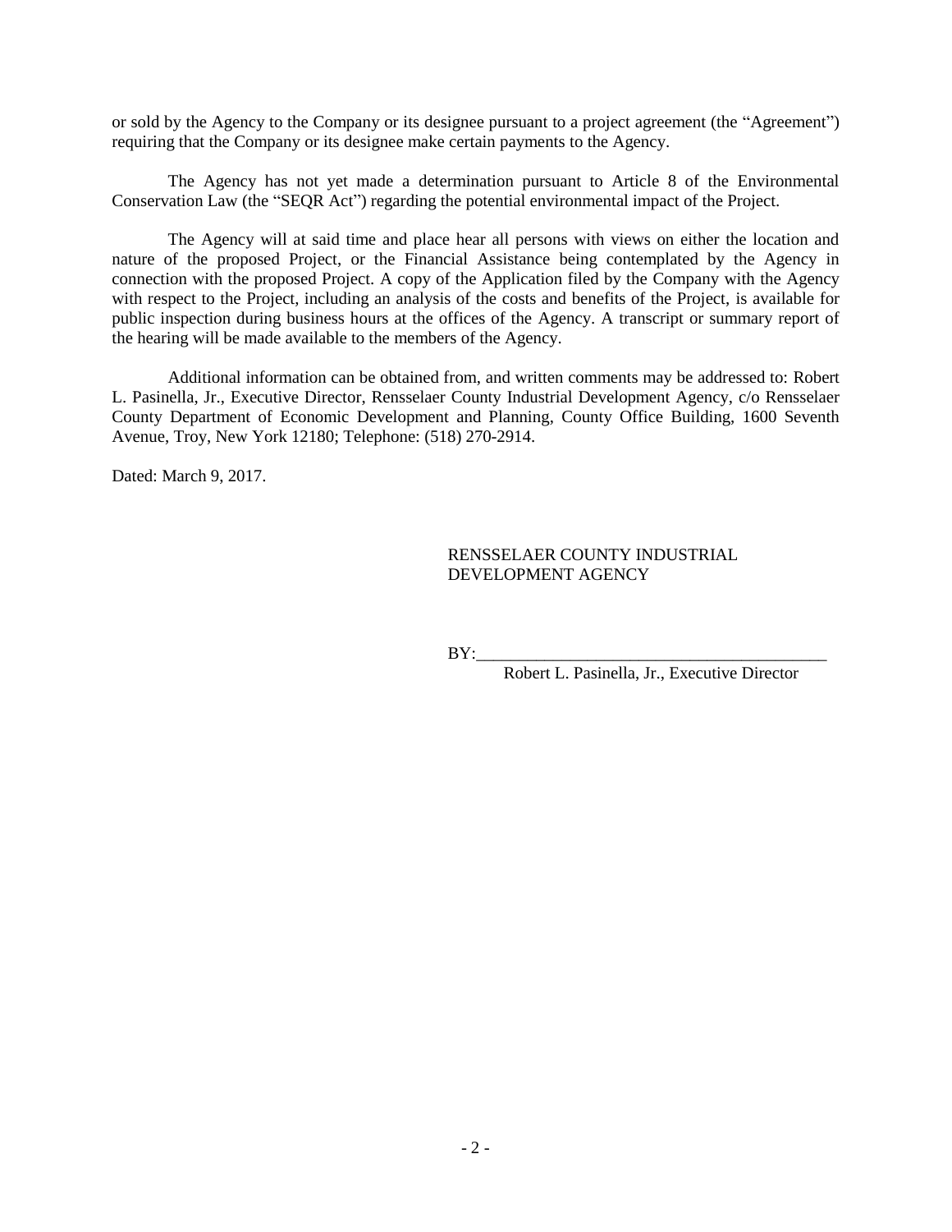or sold by the Agency to the Company or its designee pursuant to a project agreement (the "Agreement") requiring that the Company or its designee make certain payments to the Agency.

The Agency has not yet made a determination pursuant to Article 8 of the Environmental Conservation Law (the "SEQR Act") regarding the potential environmental impact of the Project.

The Agency will at said time and place hear all persons with views on either the location and nature of the proposed Project, or the Financial Assistance being contemplated by the Agency in connection with the proposed Project. A copy of the Application filed by the Company with the Agency with respect to the Project, including an analysis of the costs and benefits of the Project, is available for public inspection during business hours at the offices of the Agency. A transcript or summary report of the hearing will be made available to the members of the Agency.

Additional information can be obtained from, and written comments may be addressed to: Robert L. Pasinella, Jr., Executive Director, Rensselaer County Industrial Development Agency, c/o Rensselaer County Department of Economic Development and Planning, County Office Building, 1600 Seventh Avenue, Troy, New York 12180; Telephone: (518) 270-2914.

Dated: March 9, 2017.

RENSSELAER COUNTY INDUSTRIAL
DEVELOPMENT AGENCY

BY:___________________________________________

Robert L. Pasinella, Jr., Executive Director